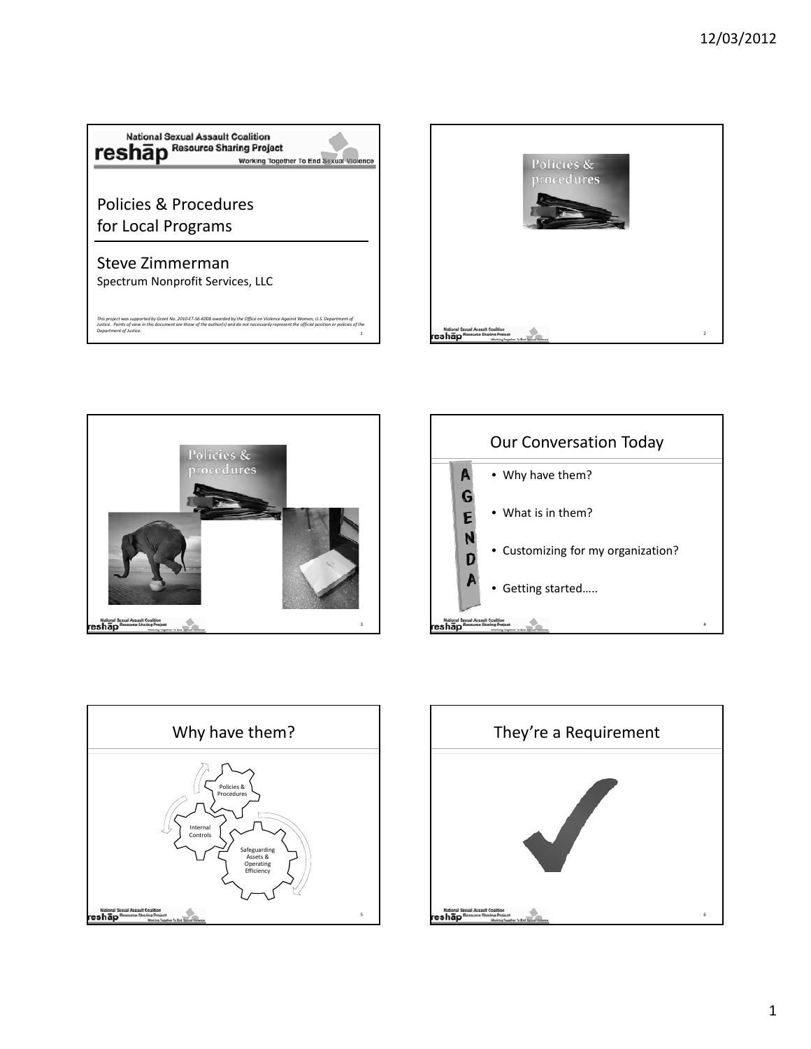## Policies & Procedures for Local Programs

Steve Zimmerman
Spectrum Nonprofit Services, LLC

*This project was supported by Grant No. 2010-ET-S6-K008 awarded by the Office on Violence Against Women, U.S. Department of Justice. Points of view in this document are those of the author(s) and do not necessarily represent the official position or policies of the Department of Justice.*

## Our Conversation Today

- Why have them?
- What is in them?
- Customizing for my organization?
- Getting started…..

## Why have them?

Policies & Procedures

Internal Controls

Safeguarding Assets & Operating Efficiency

## They're a Requirement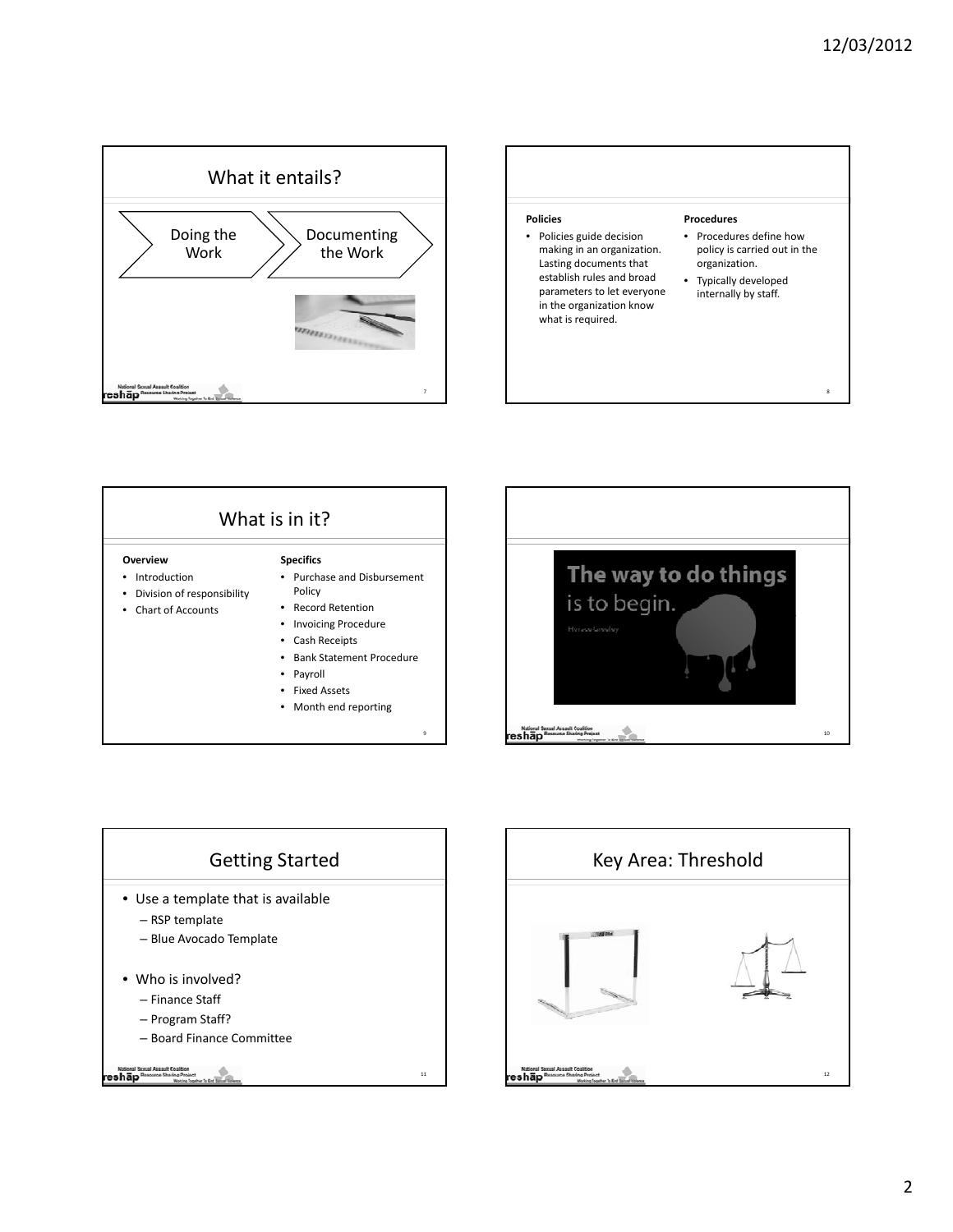## What it entails?

Doing the Work → Documenting the Work

---

**Policies**

- Policies guide decision making in an organization. Lasting documents that establish rules and broad parameters to let everyone in the organization know what is required.

**Procedures**

- Procedures define how policy is carried out in the organization.
- Typically developed internally by staff.

---

## What is in it?

**Overview**

- Introduction
- Division of responsibility
- Chart of Accounts

**Specifics**

- Purchase and Disbursement Policy
- Record Retention
- Invoicing Procedure
- Cash Receipts
- Bank Statement Procedure
- Payroll
- Fixed Assets
- Month end reporting

---

The way to do things is to begin.

Horace Greeley

---

## Getting Started

- Use a template that is available
  - RSP template
  - Blue Avocado Template
- Who is involved?
  - Finance Staff
  - Program Staff?
  - Board Finance Committee

---

## Key Area: Threshold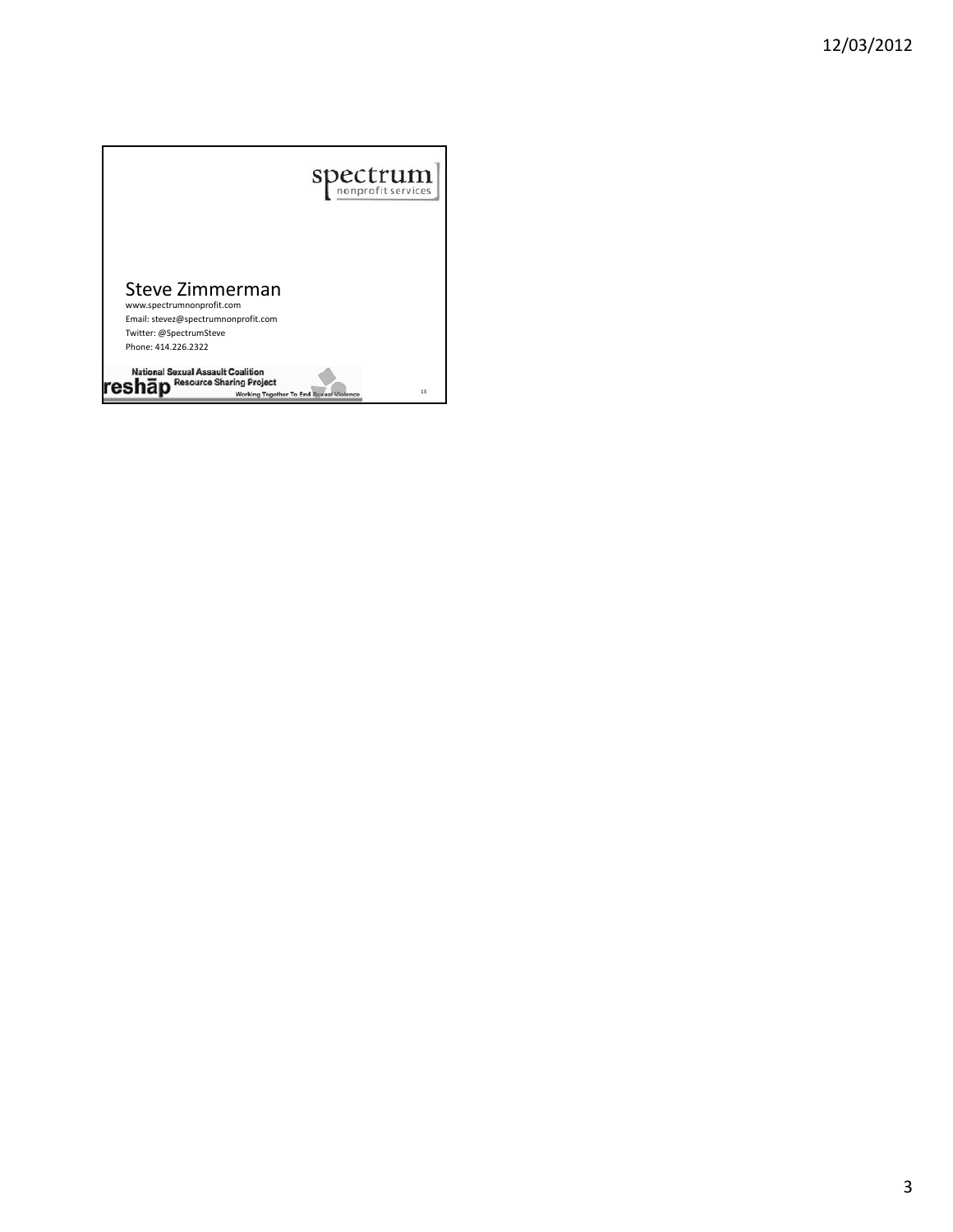spectrum
nonprofit services

Steve Zimmerman

www.spectrumnonprofit.com

Email: stevez@spectrumnonprofit.com

Twitter: @SpectrumSteve

Phone: 414.226.2322

National Sexual Assault Coalition
reshāp Resource Sharing Project
Working Together To End Sexual Violence

13